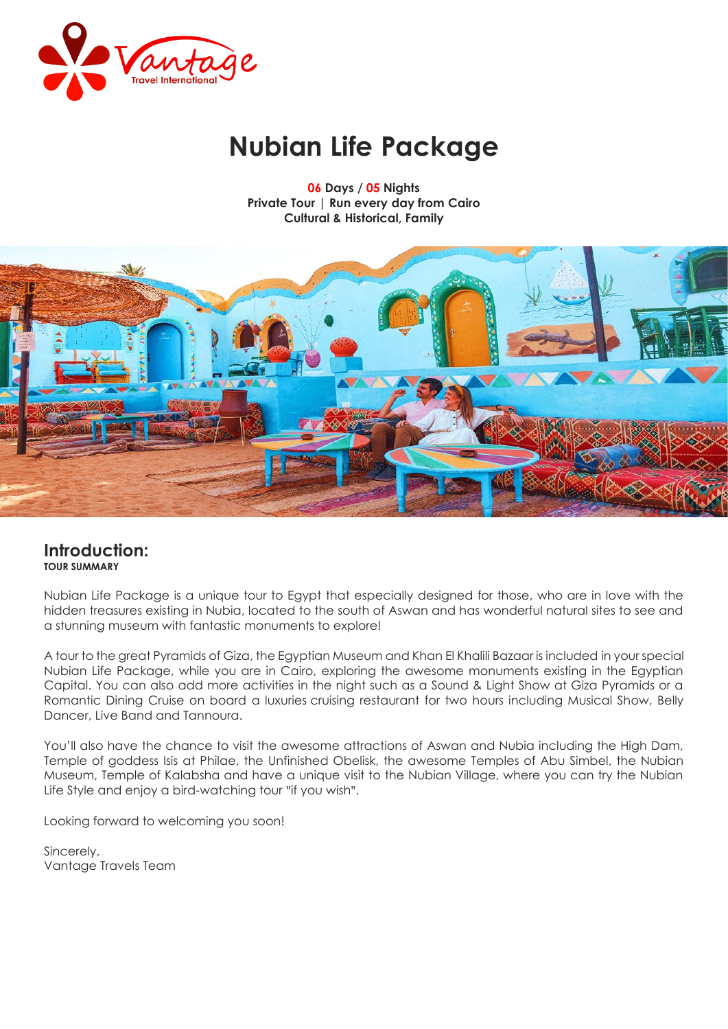# Nubian Life Package

**06 Days / 05 Nights**
**Private Tour | Run every day from Cairo**
**Cultural & Historical, Family**

## Introduction:

**TOUR SUMMARY**

Nubian Life Package is a unique tour to Egypt that especially designed for those, who are in love with the hidden treasures existing in Nubia, located to the south of Aswan and has wonderful natural sites to see and a stunning museum with fantastic monuments to explore!

A tour to the great Pyramids of Giza, the Egyptian Museum and Khan El Khalili Bazaar is included in your special Nubian Life Package, while you are in Cairo, exploring the awesome monuments existing in the Egyptian Capital. You can also add more activities in the night such as a Sound & Light Show at Giza Pyramids or a Romantic Dining Cruise on board a luxuries cruising restaurant for two hours including Musical Show, Belly Dancer, Live Band and Tannoura.

You'll also have the chance to visit the awesome attractions of Aswan and Nubia including the High Dam, Temple of goddess Isis at Philae, the Unfinished Obelisk, the awesome Temples of Abu Simbel, the Nubian Museum, Temple of Kalabsha and have a unique visit to the Nubian Village, where you can try the Nubian Life Style and enjoy a bird-watching tour "if you wish".

Looking forward to welcoming you soon!

Sincerely,
Vantage Travels Team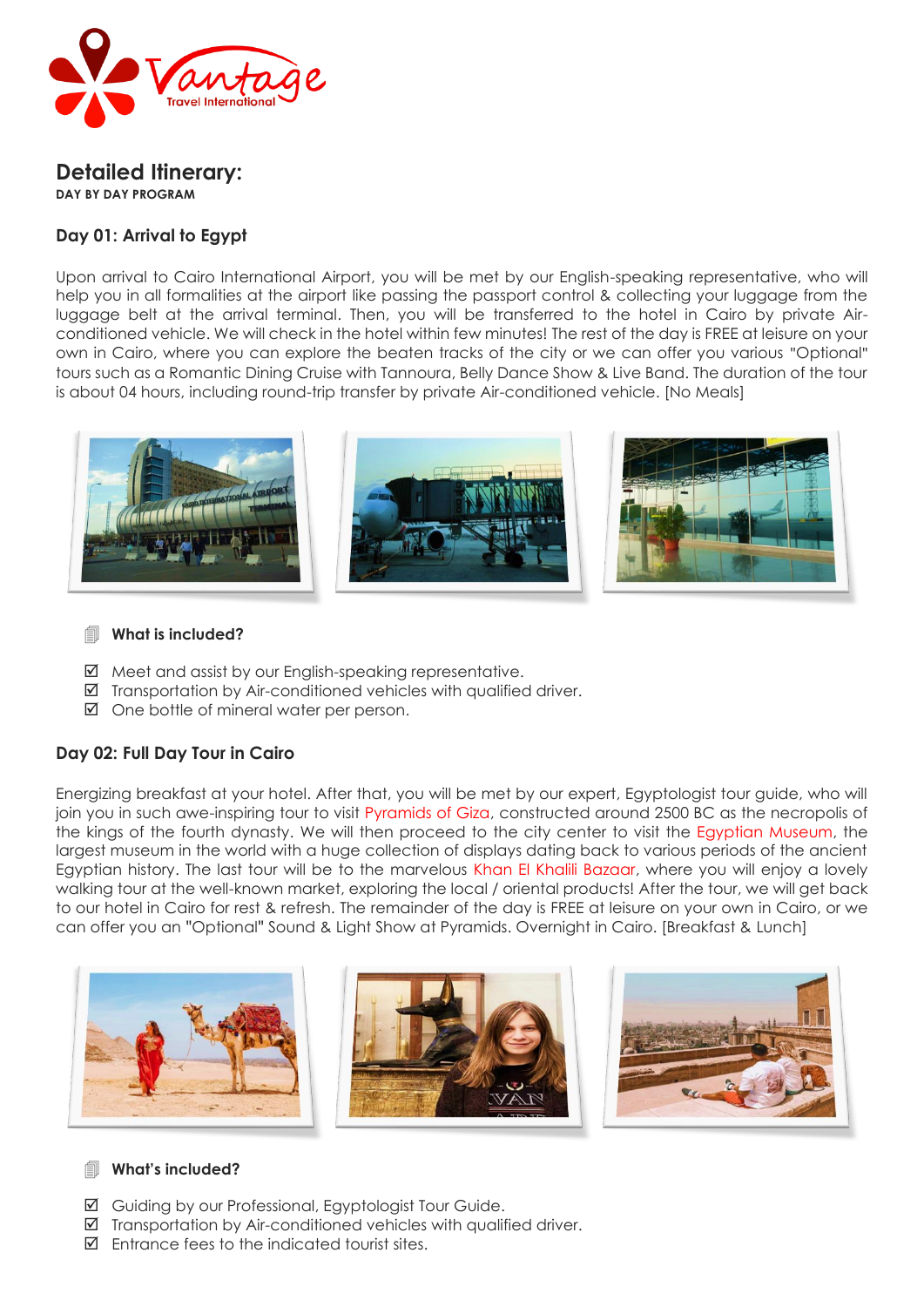## Detailed Itinerary:

**DAY BY DAY PROGRAM**

### Day 01: Arrival to Egypt

Upon arrival to Cairo International Airport, you will be met by our English-speaking representative, who will help you in all formalities at the airport like passing the passport control & collecting your luggage from the luggage belt at the arrival terminal. Then, you will be transferred to the hotel in Cairo by private Air-conditioned vehicle. We will check in the hotel within few minutes! The rest of the day is FREE at leisure on your own in Cairo, where you can explore the beaten tracks of the city or we can offer you various "Optional" tours such as a Romantic Dining Cruise with Tannoura, Belly Dance Show & Live Band. The duration of the tour is about 04 hours, including round-trip transfer by private Air-conditioned vehicle. [No Meals]

**What is included?**

- ☑ Meet and assist by our English-speaking representative.
- ☑ Transportation by Air-conditioned vehicles with qualified driver.
- ☑ One bottle of mineral water per person.

### Day 02: Full Day Tour in Cairo

Energizing breakfast at your hotel. After that, you will be met by our expert, Egyptologist tour guide, who will join you in such awe-inspiring tour to visit Pyramids of Giza, constructed around 2500 BC as the necropolis of the kings of the fourth dynasty. We will then proceed to the city center to visit the Egyptian Museum, the largest museum in the world with a huge collection of displays dating back to various periods of the ancient Egyptian history. The last tour will be to the marvelous Khan El Khalili Bazaar, where you will enjoy a lovely walking tour at the well-known market, exploring the local / oriental products! After the tour, we will get back to our hotel in Cairo for rest & refresh. The remainder of the day is FREE at leisure on your own in Cairo, or we can offer you an "Optional" Sound & Light Show at Pyramids. Overnight in Cairo. [Breakfast & Lunch]

**What's included?**

- ☑ Guiding by our Professional, Egyptologist Tour Guide.
- ☑ Transportation by Air-conditioned vehicles with qualified driver.
- ☑ Entrance fees to the indicated tourist sites.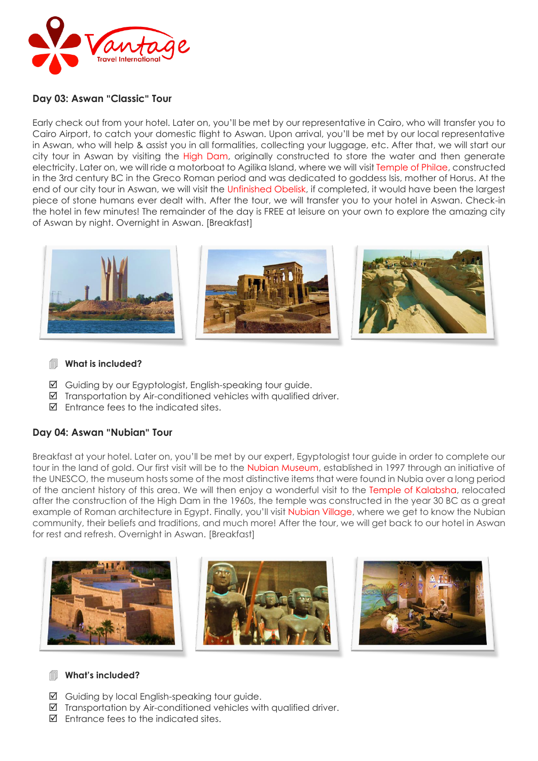## Day 03: Aswan "Classic" Tour

Early check out from your hotel. Later on, you'll be met by our representative in Cairo, who will transfer you to Cairo Airport, to catch your domestic flight to Aswan. Upon arrival, you'll be met by our local representative in Aswan, who will help & assist you in all formalities, collecting your luggage, etc. After that, we will start our city tour in Aswan by visiting the High Dam, originally constructed to store the water and then generate electricity. Later on, we will ride a motorboat to Agilika Island, where we will visit Temple of Philae, constructed in the 3rd century BC in the Greco Roman period and was dedicated to goddess Isis, mother of Horus. At the end of our city tour in Aswan, we will visit the Unfinished Obelisk, if completed, it would have been the largest piece of stone humans ever dealt with. After the tour, we will transfer you to your hotel in Aswan. Check-in the hotel in few minutes! The remainder of the day is FREE at leisure on your own to explore the amazing city of Aswan by night. Overnight in Aswan. [Breakfast]

**What is included?**

- ☑ Guiding by our Egyptologist, English-speaking tour guide.
- ☑ Transportation by Air-conditioned vehicles with qualified driver.
- ☑ Entrance fees to the indicated sites.

## Day 04: Aswan "Nubian" Tour

Breakfast at your hotel. Later on, you'll be met by our expert, Egyptologist tour guide in order to complete our tour in the land of gold. Our first visit will be to the Nubian Museum, established in 1997 through an initiative of the UNESCO, the museum hosts some of the most distinctive items that were found in Nubia over a long period of the ancient history of this area. We will then enjoy a wonderful visit to the Temple of Kalabsha, relocated after the construction of the High Dam in the 1960s, the temple was constructed in the year 30 BC as a great example of Roman architecture in Egypt. Finally, you'll visit Nubian Village, where we get to know the Nubian community, their beliefs and traditions, and much more! After the tour, we will get back to our hotel in Aswan for rest and refresh. Overnight in Aswan. [Breakfast]

**What's included?**

- ☑ Guiding by local English-speaking tour guide.
- ☑ Transportation by Air-conditioned vehicles with qualified driver.
- ☑ Entrance fees to the indicated sites.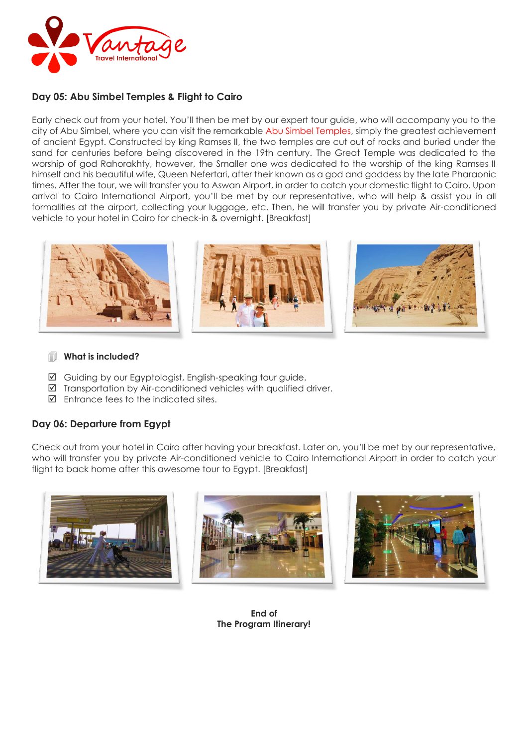## Day 05: Abu Simbel Temples & Flight to Cairo

Early check out from your hotel. You'll then be met by our expert tour guide, who will accompany you to the city of Abu Simbel, where you can visit the remarkable Abu Simbel Temples, simply the greatest achievement of ancient Egypt. Constructed by king Ramses II, the two temples are cut out of rocks and buried under the sand for centuries before being discovered in the 19th century. The Great Temple was dedicated to the worship of god Rahorakhty, however, the Smaller one was dedicated to the worship of the king Ramses II himself and his beautiful wife, Queen Nefertari, after their known as a god and goddess by the late Pharaonic times. After the tour, we will transfer you to Aswan Airport, in order to catch your domestic flight to Cairo. Upon arrival to Cairo International Airport, you'll be met by our representative, who will help & assist you in all formalities at the airport, collecting your luggage, etc. Then, he will transfer you by private Air-conditioned vehicle to your hotel in Cairo for check-in & overnight. [Breakfast]

**What is included?**

- ☑ Guiding by our Egyptologist, English-speaking tour guide.
- ☑ Transportation by Air-conditioned vehicles with qualified driver.
- ☑ Entrance fees to the indicated sites.

## Day 06: Departure from Egypt

Check out from your hotel in Cairo after having your breakfast. Later on, you'll be met by our representative, who will transfer you by private Air-conditioned vehicle to Cairo International Airport in order to catch your flight to back home after this awesome tour to Egypt. [Breakfast]

**End of**
**The Program Itinerary!**